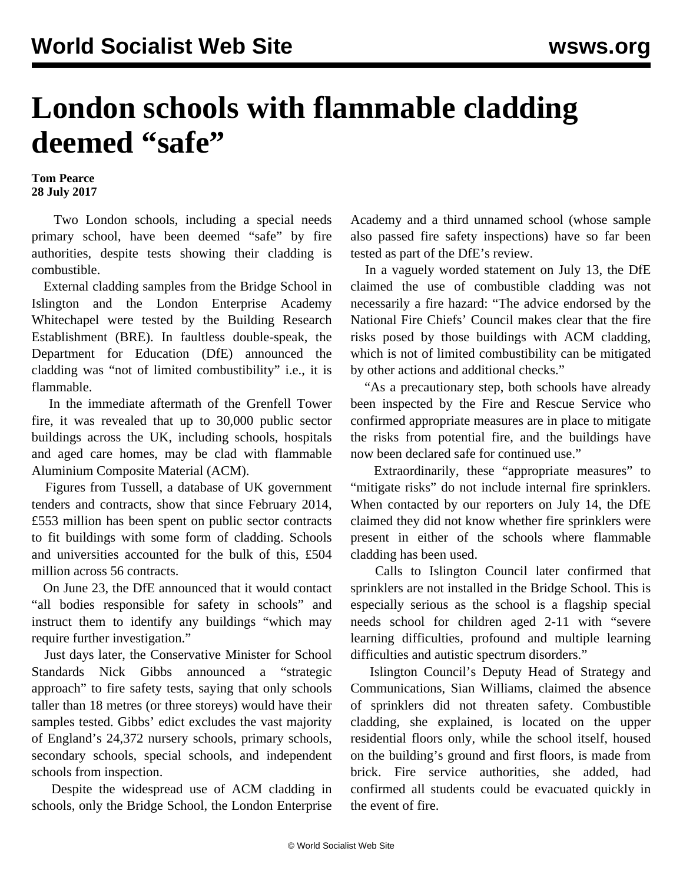# London schools with flammable cladding deemed "safe"

**Tom Pearce**
**28 July 2017**

Two London schools, including a special needs primary school, have been deemed "safe" by fire authorities, despite tests showing their cladding is combustible.

External cladding samples from the Bridge School in Islington and the London Enterprise Academy Whitechapel were tested by the Building Research Establishment (BRE). In faultless double-speak, the Department for Education (DfE) announced the cladding was "not of limited combustibility" i.e., it is flammable.

In the immediate aftermath of the Grenfell Tower fire, it was revealed that up to 30,000 public sector buildings across the UK, including schools, hospitals and aged care homes, may be clad with flammable Aluminium Composite Material (ACM).

Figures from Tussell, a database of UK government tenders and contracts, show that since February 2014, £553 million has been spent on public sector contracts to fit buildings with some form of cladding. Schools and universities accounted for the bulk of this, £504 million across 56 contracts.

On June 23, the DfE announced that it would contact "all bodies responsible for safety in schools" and instruct them to identify any buildings "which may require further investigation."

Just days later, the Conservative Minister for School Standards Nick Gibbs announced a "strategic approach" to fire safety tests, saying that only schools taller than 18 metres (or three storeys) would have their samples tested. Gibbs' edict excludes the vast majority of England's 24,372 nursery schools, primary schools, secondary schools, special schools, and independent schools from inspection.

Despite the widespread use of ACM cladding in schools, only the Bridge School, the London Enterprise Academy and a third unnamed school (whose sample also passed fire safety inspections) have so far been tested as part of the DfE's review.

In a vaguely worded statement on July 13, the DfE claimed the use of combustible cladding was not necessarily a fire hazard: "The advice endorsed by the National Fire Chiefs' Council makes clear that the fire risks posed by those buildings with ACM cladding, which is not of limited combustibility can be mitigated by other actions and additional checks."

"As a precautionary step, both schools have already been inspected by the Fire and Rescue Service who confirmed appropriate measures are in place to mitigate the risks from potential fire, and the buildings have now been declared safe for continued use."

Extraordinarily, these "appropriate measures" to "mitigate risks" do not include internal fire sprinklers. When contacted by our reporters on July 14, the DfE claimed they did not know whether fire sprinklers were present in either of the schools where flammable cladding has been used.

Calls to Islington Council later confirmed that sprinklers are not installed in the Bridge School. This is especially serious as the school is a flagship special needs school for children aged 2-11 with "severe learning difficulties, profound and multiple learning difficulties and autistic spectrum disorders."

Islington Council's Deputy Head of Strategy and Communications, Sian Williams, claimed the absence of sprinklers did not threaten safety. Combustible cladding, she explained, is located on the upper residential floors only, while the school itself, housed on the building's ground and first floors, is made from brick. Fire service authorities, she added, had confirmed all students could be evacuated quickly in the event of fire.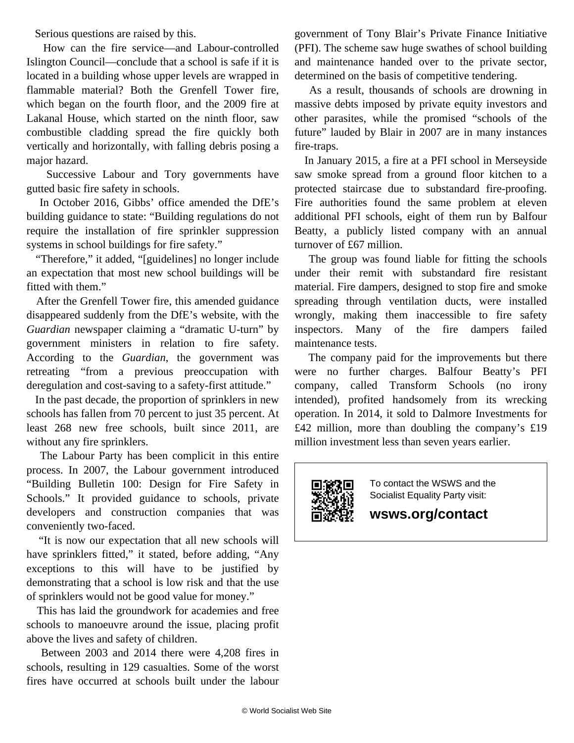Serious questions are raised by this.

How can the fire service—and Labour-controlled Islington Council—conclude that a school is safe if it is located in a building whose upper levels are wrapped in flammable material? Both the Grenfell Tower fire, which began on the fourth floor, and the 2009 fire at Lakanal House, which started on the ninth floor, saw combustible cladding spread the fire quickly both vertically and horizontally, with falling debris posing a major hazard.

Successive Labour and Tory governments have gutted basic fire safety in schools.

In October 2016, Gibbs' office amended the DfE's building guidance to state: "Building regulations do not require the installation of fire sprinkler suppression systems in school buildings for fire safety."

"Therefore," it added, "[guidelines] no longer include an expectation that most new school buildings will be fitted with them."

After the Grenfell Tower fire, this amended guidance disappeared suddenly from the DfE's website, with the *Guardian* newspaper claiming a "dramatic U-turn" by government ministers in relation to fire safety. According to the *Guardian*, the government was retreating "from a previous preoccupation with deregulation and cost-saving to a safety-first attitude."

In the past decade, the proportion of sprinklers in new schools has fallen from 70 percent to just 35 percent. At least 268 new free schools, built since 2011, are without any fire sprinklers.

The Labour Party has been complicit in this entire process. In 2007, the Labour government introduced "Building Bulletin 100: Design for Fire Safety in Schools." It provided guidance to schools, private developers and construction companies that was conveniently two-faced.

"It is now our expectation that all new schools will have sprinklers fitted," it stated, before adding, "Any exceptions to this will have to be justified by demonstrating that a school is low risk and that the use of sprinklers would not be good value for money."

This has laid the groundwork for academies and free schools to manoeuvre around the issue, placing profit above the lives and safety of children.

Between 2003 and 2014 there were 4,208 fires in schools, resulting in 129 casualties. Some of the worst fires have occurred at schools built under the labour government of Tony Blair's Private Finance Initiative (PFI). The scheme saw huge swathes of school building and maintenance handed over to the private sector, determined on the basis of competitive tendering.

As a result, thousands of schools are drowning in massive debts imposed by private equity investors and other parasites, while the promised "schools of the future" lauded by Blair in 2007 are in many instances fire-traps.

In January 2015, a fire at a PFI school in Merseyside saw smoke spread from a ground floor kitchen to a protected staircase due to substandard fire-proofing. Fire authorities found the same problem at eleven additional PFI schools, eight of them run by Balfour Beatty, a publicly listed company with an annual turnover of £67 million.

The group was found liable for fitting the schools under their remit with substandard fire resistant material. Fire dampers, designed to stop fire and smoke spreading through ventilation ducts, were installed wrongly, making them inaccessible to fire safety inspectors. Many of the fire dampers failed maintenance tests.

The company paid for the improvements but there were no further charges. Balfour Beatty's PFI company, called Transform Schools (no irony intended), profited handsomely from its wrecking operation. In 2014, it sold to Dalmore Investments for £42 million, more than doubling the company's £19 million investment less than seven years earlier.

To contact the WSWS and the Socialist Equality Party visit:

**wsws.org/contact**